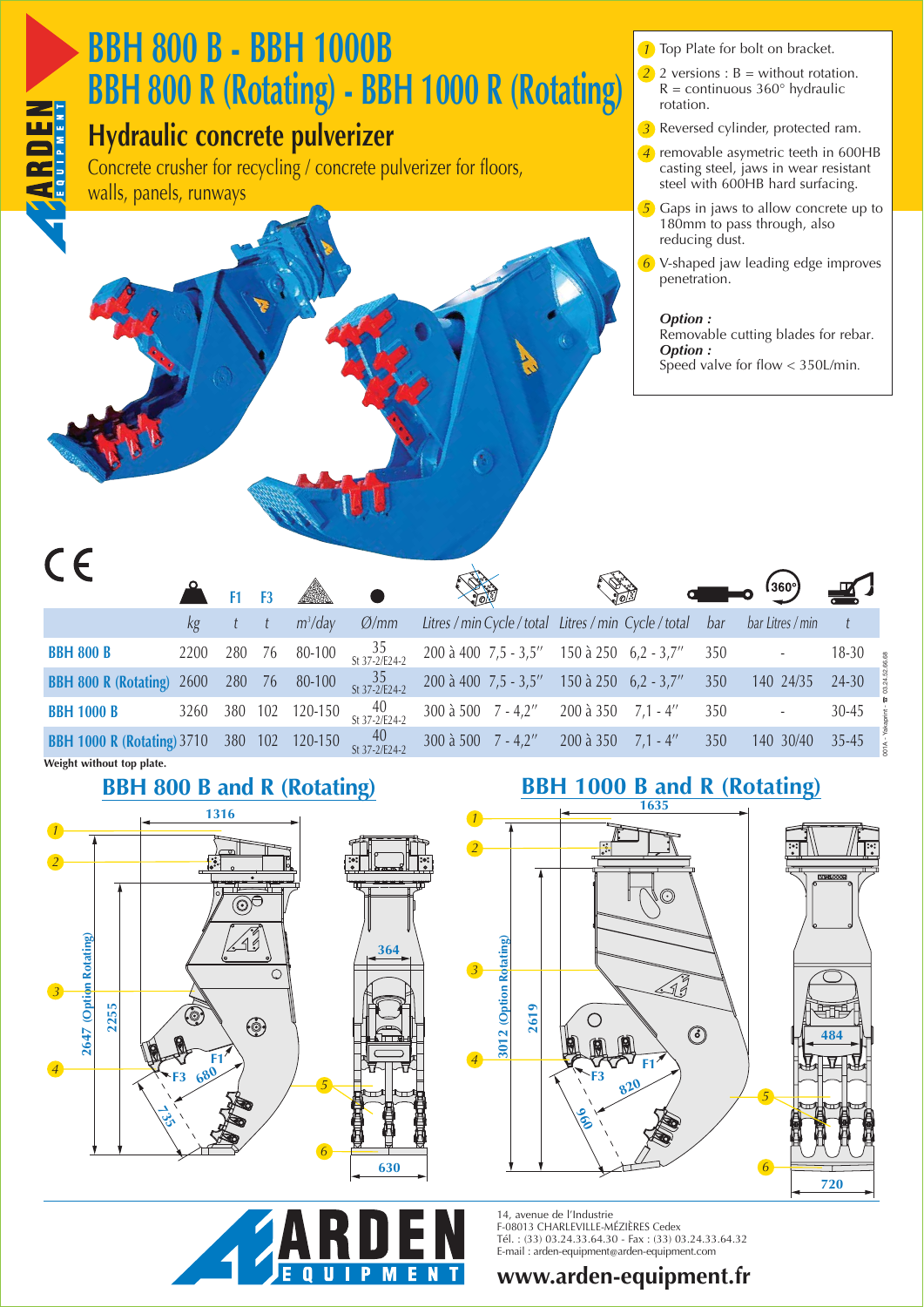# BBH 800 B - BBH 1000B
# BBH 800 R (Rotating) - BBH 1000 R (Rotating)

## Hydraulic concrete pulverizer

Concrete crusher for recycling / concrete pulverizer for floors, walls, panels, runways

1. Top Plate for bolt on bracket.
2. 2 versions : B = without rotation. R = continuous 360° hydraulic rotation.
3. Reversed cylinder, protected ram.
4. removable asymetric teeth in 600HB casting steel, jaws in wear resistant steel with 600HB hard surfacing.
5. Gaps in jaws to allow concrete up to 180mm to pass through, also reducing dust.
6. V-shaped jaw leading edge improves penetration.

*Option :*
Removable cutting blades for rebar.
*Option :*
Speed valve for flow < 350L/min.

CE

| | kg | F1 t | F3 t | m³/day | Ø/mm | Litres / min | Cycle / total | Litres / min | Cycle / total | bar | bar | Litres / min | t |
|---|---|---|---|---|---|---|---|---|---|---|---|---|---|
| **BBH 800 B** | 2200 | 280 | 76 | 80-100 | 35 St 37-2/E24-2 | 200 à 400 | 7,5 - 3,5″ | 150 à 250 | 6,2 - 3,7″ | 350 | - | | 18-30 |
| **BBH 800 R (Rotating)** | 2600 | 280 | 76 | 80-100 | 35 St 37-2/E24-2 | 200 à 400 | 7,5 - 3,5″ | 150 à 250 | 6,2 - 3,7″ | 350 | 140 | 24/35 | 24-30 |
| **BBH 1000 B** | 3260 | 380 | 102 | 120-150 | 40 St 37-2/E24-2 | 300 à 500 | 7 - 4,2″ | 200 à 350 | 7,1 - 4″ | 350 | - | | 30-45 |
| **BBH 1000 R (Rotating)** | 3710 | 380 | 102 | 120-150 | 40 St 37-2/E24-2 | 300 à 500 | 7 - 4,2″ | 200 à 350 | 7,1 - 4″ | 350 | 140 | 30/40 | 35-45 |

**Weight without top plate.**

## BBH 800 B and R (Rotating)

1316 — 2647 (Option Rotating) — 2255 — F1 — F3 — 680 — 735 — 364 — 630

## BBH 1000 B and R (Rotating)

1635 — 3012 (Option Rotating) — 2619 — F1 — F3 — 820 — 960 — 484 — 720

**ARDEN EQUIPMENT**

14, avenue de l'Industrie
F-08013 CHARLEVILLE-MÉZIÈRES Cedex
Tél. : (33) 03.24.33.64.30 - Fax : (33) 03.24.33.64.32
E-mail : arden-equipment@arden-equipment.com

**www.arden-equipment.fr**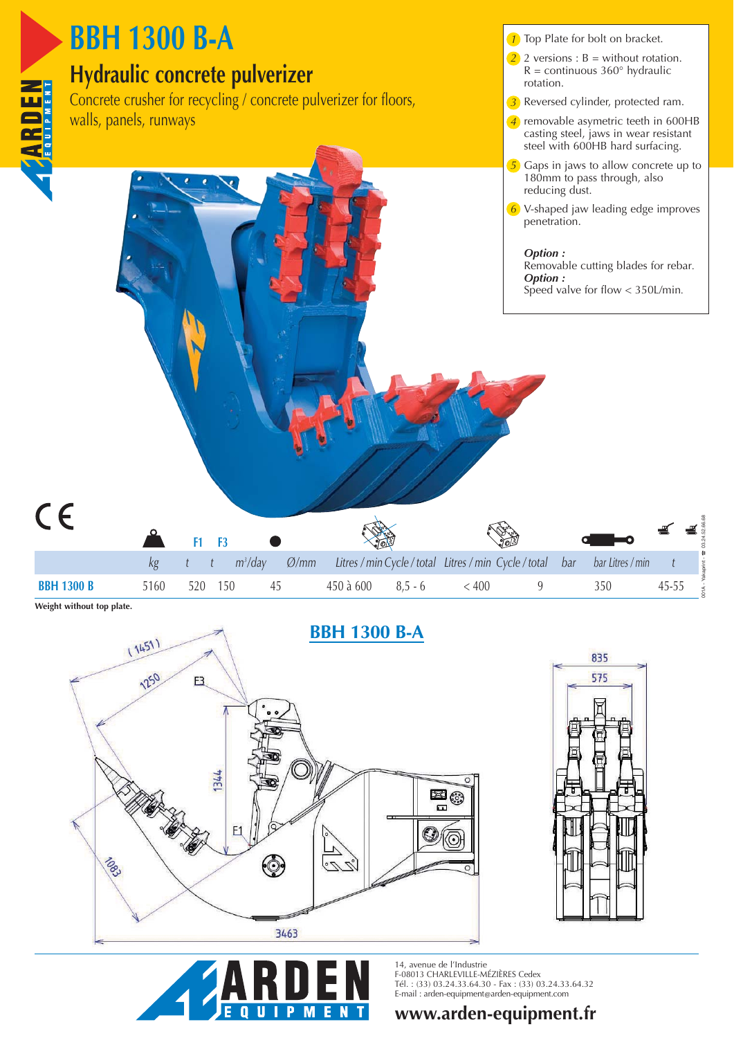# BBH 1300 B-A

## Hydraulic concrete pulverizer

Concrete crusher for recycling / concrete pulverizer for floors, walls, panels, runways

1. Top Plate for bolt on bracket.
2. 2 versions : B = without rotation. R = continuous 360° hydraulic rotation.
3. Reversed cylinder, protected ram.
4. removable asymetric teeth in 600HB casting steel, jaws in wear resistant steel with 600HB hard surfacing.
5. Gaps in jaws to allow concrete up to 180mm to pass through, also reducing dust.
6. V-shaped jaw leading edge improves penetration.

*Option :*
Removable cutting blades for rebar.
*Option :*
Speed valve for flow < 350L/min.

CE

| | | F1 | F3 | | | | | | | | | |
|---|---|---|---|---|---|---|---|---|---|---|---|---|
| | kg | t | t | $m^3$/day | Ø/mm | Litres / min | Cycle / total | Litres / min | Cycle / total | bar | bar Litres / min | t |
| **BBH 1300 B** | 5160 | 520 | 150 | 45 | | 450 à 600 | 8,5 - 6 | < 400 | 9 | | 350 | 45-55 |

**Weight without top plate.**

## BBH 1300 B-A

(1451)
1250
F3
1344
F1
1083
3463
835
575

14, avenue de l'Industrie
F-08013 CHARLEVILLE-MÉZIÈRES Cedex
Tél. : (33) 03.24.33.64.30 - Fax : (33) 03.24.33.64.32
E-mail : arden-equipment@arden-equipment.com

**www.arden-equipment.fr**